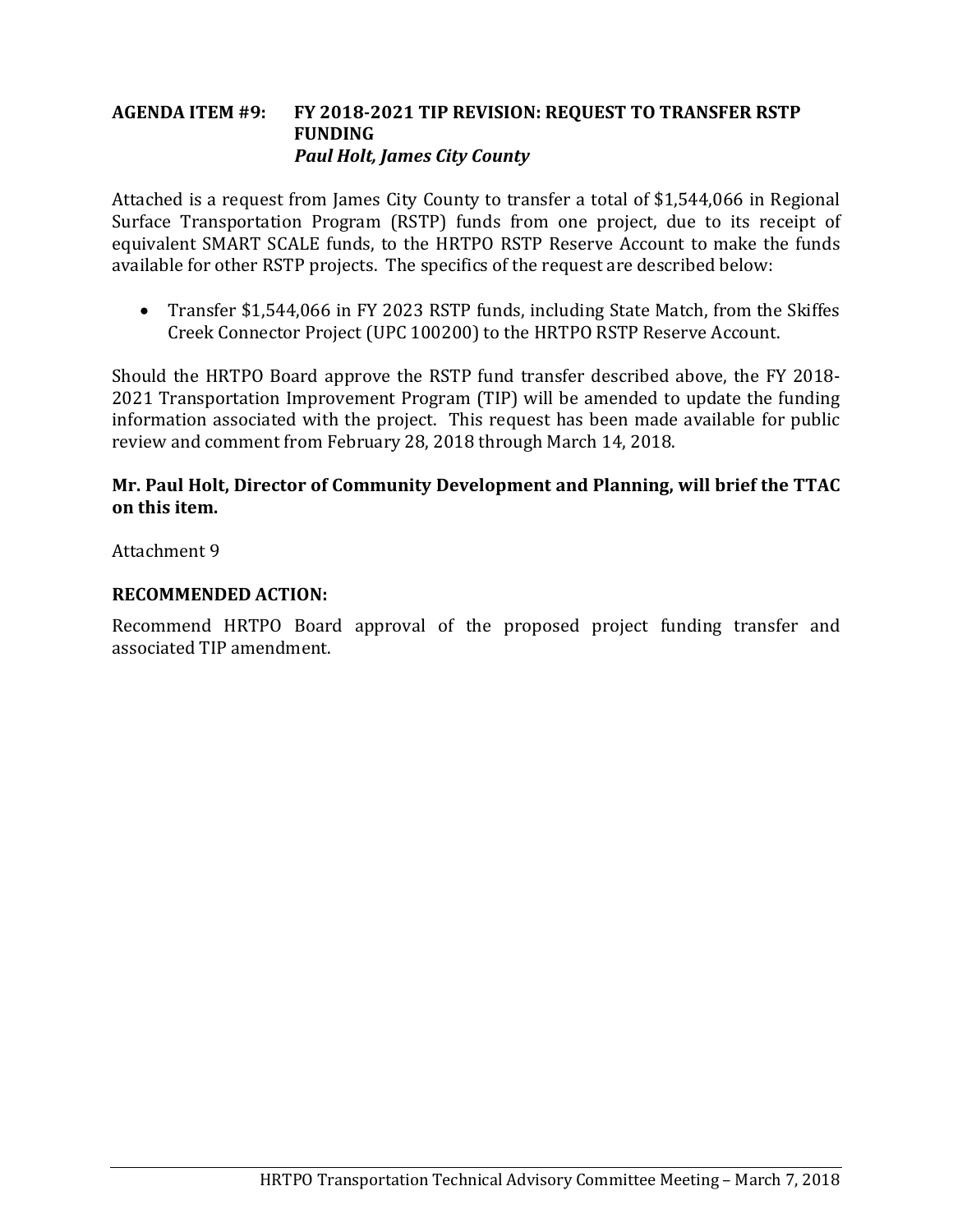## AGENDA ITEM #9: FY 2018-2021 TIP REVISION: REQUEST TO TRANSFER RSTP FUNDING
***Paul Holt, James City County***

Attached is a request from James City County to transfer a total of $1,544,066 in Regional Surface Transportation Program (RSTP) funds from one project, due to its receipt of equivalent SMART SCALE funds, to the HRTPO RSTP Reserve Account to make the funds available for other RSTP projects. The specifics of the request are described below:

- Transfer $1,544,066 in FY 2023 RSTP funds, including State Match, from the Skiffes Creek Connector Project (UPC 100200) to the HRTPO RSTP Reserve Account.

Should the HRTPO Board approve the RSTP fund transfer described above, the FY 2018-2021 Transportation Improvement Program (TIP) will be amended to update the funding information associated with the project. This request has been made available for public review and comment from February 28, 2018 through March 14, 2018.

**Mr. Paul Holt, Director of Community Development and Planning, will brief the TTAC on this item.**

Attachment 9

**RECOMMENDED ACTION:**

Recommend HRTPO Board approval of the proposed project funding transfer and associated TIP amendment.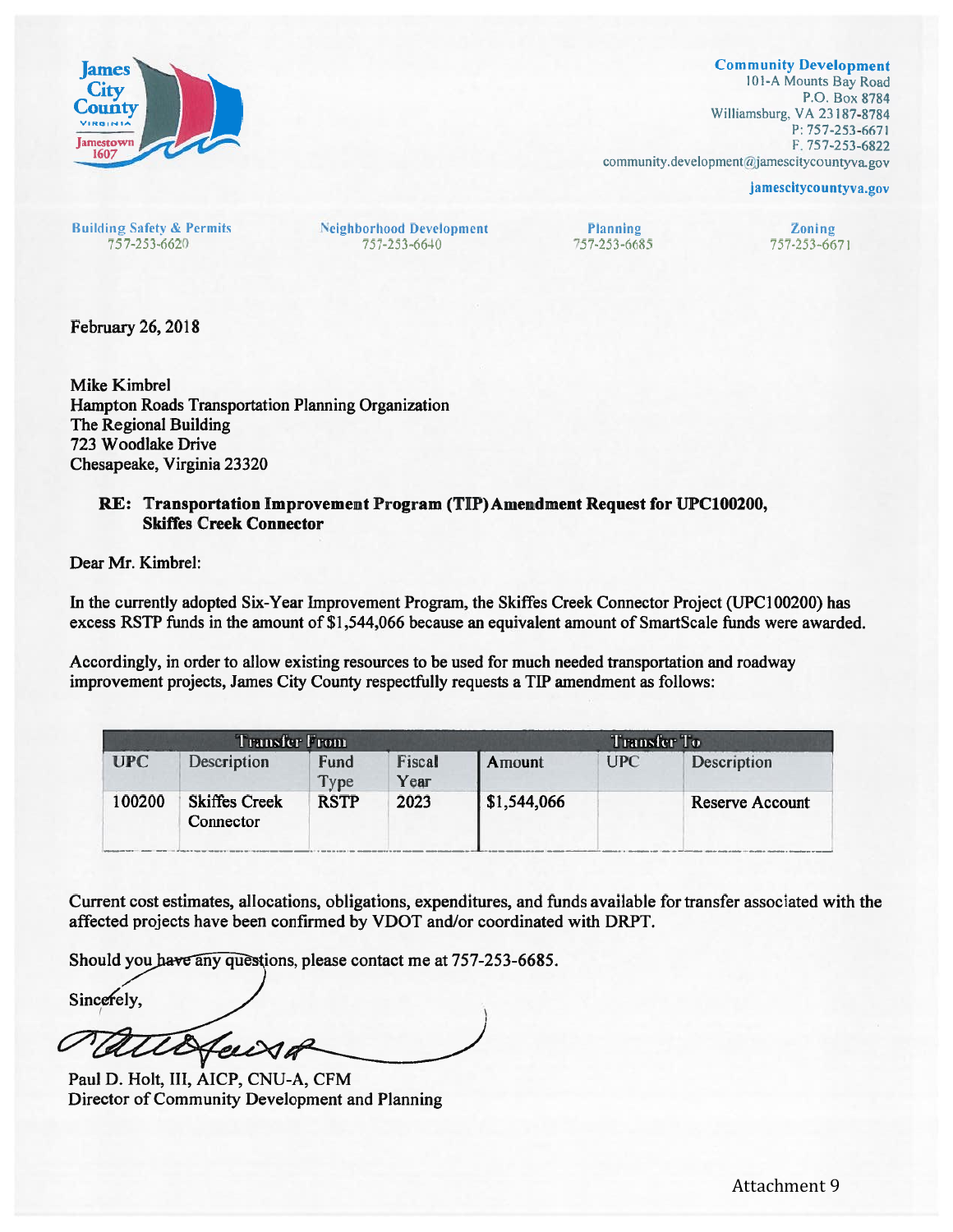James City County
VIRGINIA
Jamestown 1607

**Community Development**
101-A Mounts Bay Road
P.O. Box 8784
Williamsburg, VA 23187-8784
P: 757-253-6671
F. 757-253-6822
community.development@jamescitycountyva.gov

**jamescitycountyva.gov**

Building Safety & Permits 757-253-6620 | Neighborhood Development 757-253-6640 | Planning 757-253-6685 | Zoning 757-253-6671

February 26, 2018

Mike Kimbrel
Hampton Roads Transportation Planning Organization
The Regional Building
723 Woodlake Drive
Chesapeake, Virginia 23320

**RE: Transportation Improvement Program (TIP) Amendment Request for UPC100200, Skiffes Creek Connector**

Dear Mr. Kimbrel:

In the currently adopted Six-Year Improvement Program, the Skiffes Creek Connector Project (UPC100200) has excess RSTP funds in the amount of $1,544,066 because an equivalent amount of SmartScale funds were awarded.

Accordingly, in order to allow existing resources to be used for much needed transportation and roadway improvement projects, James City County respectfully requests a TIP amendment as follows:

| Transfer From | | | | | Transfer To | |
|---|---|---|---|---|---|---|
| UPC | Description | Fund Type | Fiscal Year | Amount | UPC | Description |
| 100200 | Skiffes Creek Connector | RSTP | 2023 | $1,544,066 | | Reserve Account |

Current cost estimates, allocations, obligations, expenditures, and funds available for transfer associated with the affected projects have been confirmed by VDOT and/or coordinated with DRPT.

Should you have any questions, please contact me at 757-253-6685.

Sincerely,

Paul D. Holt, III, AICP, CNU-A, CFM
Director of Community Development and Planning

Attachment 9